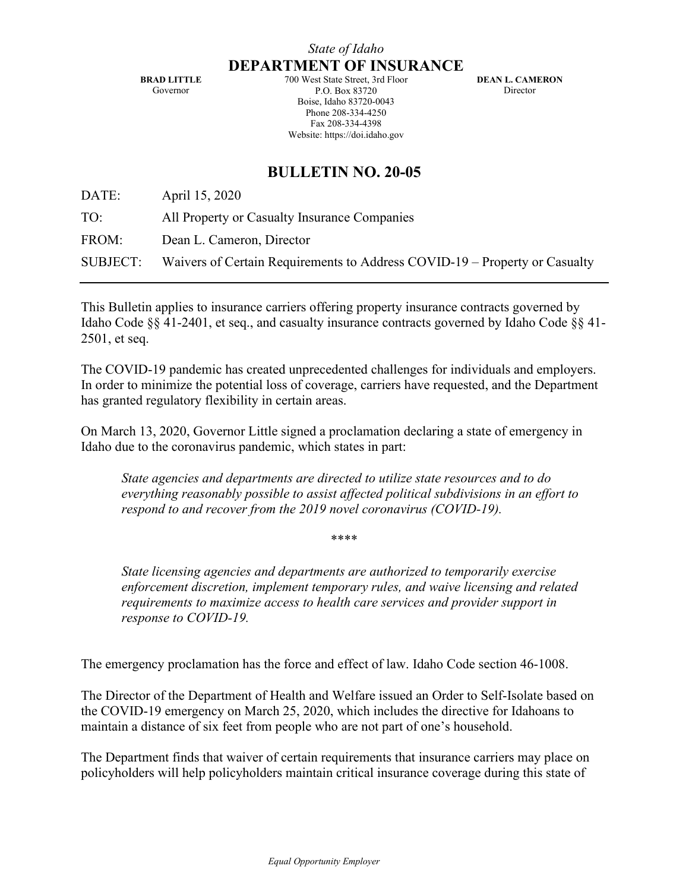*State of Idaho*

**DEPARTMENT OF INSURANCE**

**BRAD LITTLE**
Governor

700 West State Street, 3rd Floor
P.O. Box 83720
Boise, Idaho 83720-0043
Phone 208-334-4250
Fax 208-334-4398
Website: https://doi.idaho.gov

**DEAN L. CAMERON**
Director

# BULLETIN NO. 20-05

DATE: April 15, 2020

TO: All Property or Casualty Insurance Companies

FROM: Dean L. Cameron, Director

SUBJECT: Waivers of Certain Requirements to Address COVID-19 – Property or Casualty

---

This Bulletin applies to insurance carriers offering property insurance contracts governed by Idaho Code §§ 41-2401, et seq., and casualty insurance contracts governed by Idaho Code §§ 41-2501, et seq.

The COVID-19 pandemic has created unprecedented challenges for individuals and employers. In order to minimize the potential loss of coverage, carriers have requested, and the Department has granted regulatory flexibility in certain areas.

On March 13, 2020, Governor Little signed a proclamation declaring a state of emergency in Idaho due to the coronavirus pandemic, which states in part:

> *State agencies and departments are directed to utilize state resources and to do everything reasonably possible to assist affected political subdivisions in an effort to respond to and recover from the 2019 novel coronavirus (COVID-19).*
>
> \*\*\*\*
>
> *State licensing agencies and departments are authorized to temporarily exercise enforcement discretion, implement temporary rules, and waive licensing and related requirements to maximize access to health care services and provider support in response to COVID-19.*

The emergency proclamation has the force and effect of law. Idaho Code section 46-1008.

The Director of the Department of Health and Welfare issued an Order to Self-Isolate based on the COVID-19 emergency on March 25, 2020, which includes the directive for Idahoans to maintain a distance of six feet from people who are not part of one's household.

The Department finds that waiver of certain requirements that insurance carriers may place on policyholders will help policyholders maintain critical insurance coverage during this state of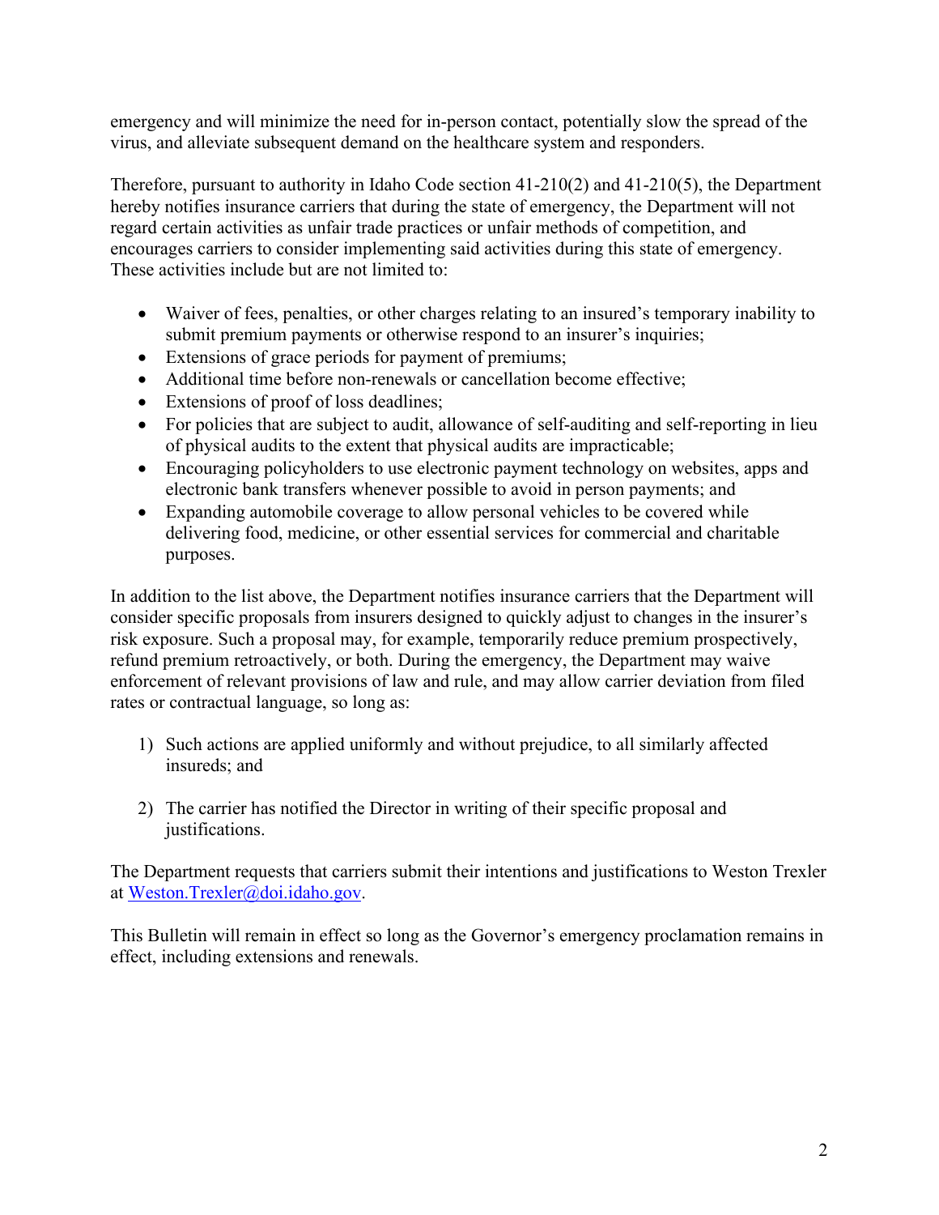emergency and will minimize the need for in-person contact, potentially slow the spread of the virus, and alleviate subsequent demand on the healthcare system and responders.

Therefore, pursuant to authority in Idaho Code section 41-210(2) and 41-210(5), the Department hereby notifies insurance carriers that during the state of emergency, the Department will not regard certain activities as unfair trade practices or unfair methods of competition, and encourages carriers to consider implementing said activities during this state of emergency. These activities include but are not limited to:

- Waiver of fees, penalties, or other charges relating to an insured's temporary inability to submit premium payments or otherwise respond to an insurer's inquiries;
- Extensions of grace periods for payment of premiums;
- Additional time before non-renewals or cancellation become effective;
- Extensions of proof of loss deadlines;
- For policies that are subject to audit, allowance of self-auditing and self-reporting in lieu of physical audits to the extent that physical audits are impracticable;
- Encouraging policyholders to use electronic payment technology on websites, apps and electronic bank transfers whenever possible to avoid in person payments; and
- Expanding automobile coverage to allow personal vehicles to be covered while delivering food, medicine, or other essential services for commercial and charitable purposes.

In addition to the list above, the Department notifies insurance carriers that the Department will consider specific proposals from insurers designed to quickly adjust to changes in the insurer's risk exposure. Such a proposal may, for example, temporarily reduce premium prospectively, refund premium retroactively, or both. During the emergency, the Department may waive enforcement of relevant provisions of law and rule, and may allow carrier deviation from filed rates or contractual language, so long as:

1) Such actions are applied uniformly and without prejudice, to all similarly affected insureds; and

2) The carrier has notified the Director in writing of their specific proposal and justifications.

The Department requests that carriers submit their intentions and justifications to Weston Trexler at Weston.Trexler@doi.idaho.gov.

This Bulletin will remain in effect so long as the Governor's emergency proclamation remains in effect, including extensions and renewals.